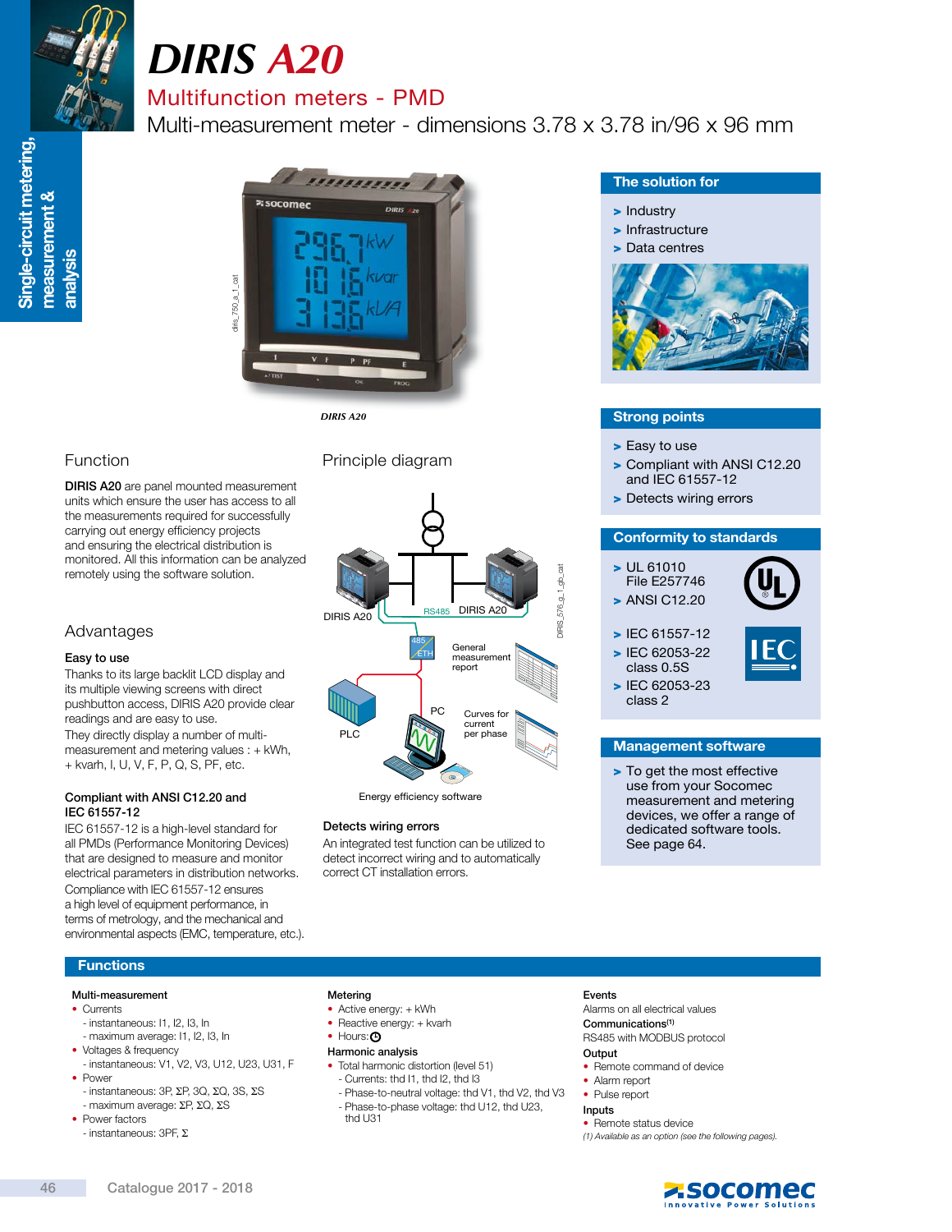# DIRIS A20

## Multifunction meters - PMD

Multi-measurement meter - dimensions 3.78 x 3.78 in/96 x 96 mm

*DIRIS A20*

## Function

**DIRIS A20** are panel mounted measurement units which ensure the user has access to all the measurements required for successfully carrying out energy efficiency projects and ensuring the electrical distribution is monitored. All this information can be analyzed remotely using the software solution.

## Advantages

**Easy to use**

Thanks to its large backlit LCD display and its multiple viewing screens with direct pushbutton access, DIRIS A20 provide clear readings and are easy to use.
They directly display a number of multi-measurement and metering values : + kWh, + kvarh, I, U, V, F, P, Q, S, PF, etc.

**Compliant with ANSI C12.20 and IEC 61557-12**

IEC 61557-12 is a high-level standard for all PMDs (Performance Monitoring Devices) that are designed to measure and monitor electrical parameters in distribution networks.
Compliance with IEC 61557-12 ensures a high level of equipment performance, in terms of metrology, and the mechanical and environmental aspects (EMC, temperature, etc.).

## Principle diagram

DIRIS A20 — RS485 — DIRIS A20 — 485/ETH — PLC — PC — General measurement report — Curves for current per phase

Energy efficiency software

**Detects wiring errors**

An integrated test function can be utilized to detect incorrect wiring and to automatically correct CT installation errors.

## The solution for

- Industry
- Infrastructure
- Data centres

## Strong points

- Easy to use
- Compliant with ANSI C12.20 and IEC 61557-12
- Detects wiring errors

## Conformity to standards

- UL 61010 File E257746
- ANSI C12.20
- IEC 61557-12
- IEC 62053-22 class 0.5S
- IEC 62053-23 class 2

## Management software

- To get the most effective use from your Socomec measurement and metering devices, we offer a range of dedicated software tools. See page 64.

## Functions

**Multi-measurement**

- Currents
  - instantaneous: I1, I2, I3, In
  - maximum average: I1, I2, I3, In
- Voltages & frequency
  - instantaneous: V1, V2, V3, U12, U23, U31, F
- Power
  - instantaneous: 3P, ΣP, 3Q, ΣQ, 3S, ΣS
  - maximum average: ΣP, ΣQ, ΣS
- Power factors
  - instantaneous: 3PF, Σ

**Metering**

- Active energy: + kWh
- Reactive energy: + kvarh
- Hours: ⏲

**Harmonic analysis**

- Total harmonic distortion (level 51)
  - Currents: thd I1, thd I2, thd I3
  - Phase-to-neutral voltage: thd V1, thd V2, thd V3
  - Phase-to-phase voltage: thd U12, thd U23, thd U31

**Events**

Alarms on all electrical values

**Communications**(1)

RS485 with MODBUS protocol

**Output**

- Remote command of device
- Alarm report
- Pulse report

**Inputs**

- Remote status device

*(1) Available as an option (see the following pages).*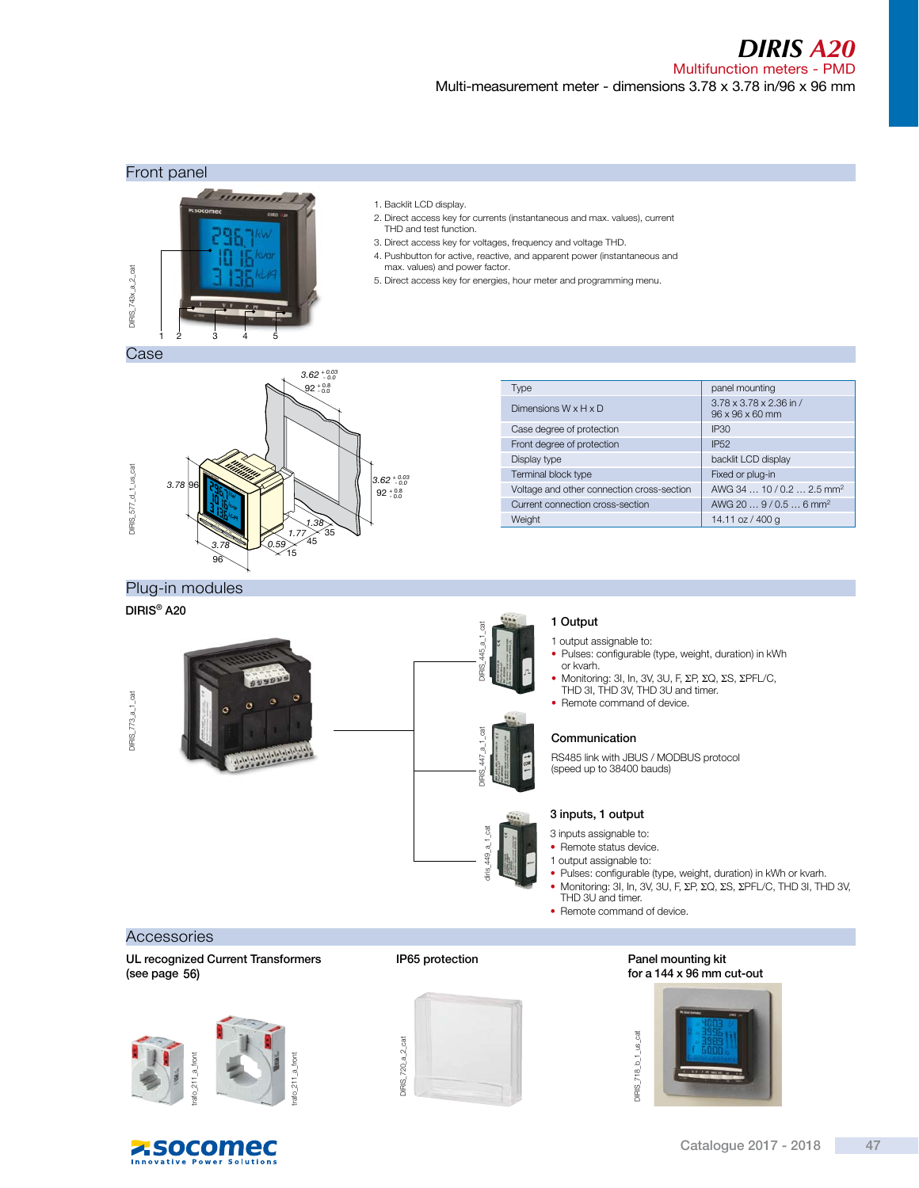# DIRIS A20

Multifunction meters - PMD

Multi-measurement meter - dimensions 3.78 x 3.78 in/96 x 96 mm

## Front panel

1. Backlit LCD display.
2. Direct access key for currents (instantaneous and max. values), current THD and test function.
3. Direct access key for voltages, frequency and voltage THD.
4. Pushbutton for active, reactive, and apparent power (instantaneous and max. values) and power factor.
5. Direct access key for energies, hour meter and programming menu.

## Case

| Type | panel mounting |
|---|---|
| Dimensions W x H x D | 3.78 x 3.78 x 2.36 in / 96 x 96 x 60 mm |
| Case degree of protection | IP30 |
| Front degree of protection | IP52 |
| Display type | backlit LCD display |
| Terminal block type | Fixed or plug-in |
| Voltage and other connection cross-section | AWG 34 … 10 / 0.2 … 2.5 mm² |
| Current connection cross-section | AWG 20 … 9 / 0.5 … 6 mm² |
| Weight | 14.11 oz / 400 g |

## Plug-in modules

DIRIS® A20

### 1 Output

1 output assignable to:

- Pulses: configurable (type, weight, duration) in kWh or kvarh.
- Monitoring: 3I, In, 3V, 3U, F, ΣP, ΣQ, ΣS, ΣPFL/C, THD 3I, THD 3V, THD 3U and timer.
- Remote command of device.

### Communication

RS485 link with JBUS / MODBUS protocol (speed up to 38400 bauds)

### 3 inputs, 1 output

3 inputs assignable to:

- Remote status device.

1 output assignable to:

- Pulses: configurable (type, weight, duration) in kWh or kvarh.
- Monitoring: 3I, In, 3V, 3U, F, ΣP, ΣQ, ΣS, ΣPFL/C, THD 3I, THD 3V, THD 3U and timer.
- Remote command of device.

## Accessories

**UL recognized Current Transformers (see page 56)**

**IP65 protection**

**Panel mounting kit for a 144 x 96 mm cut-out**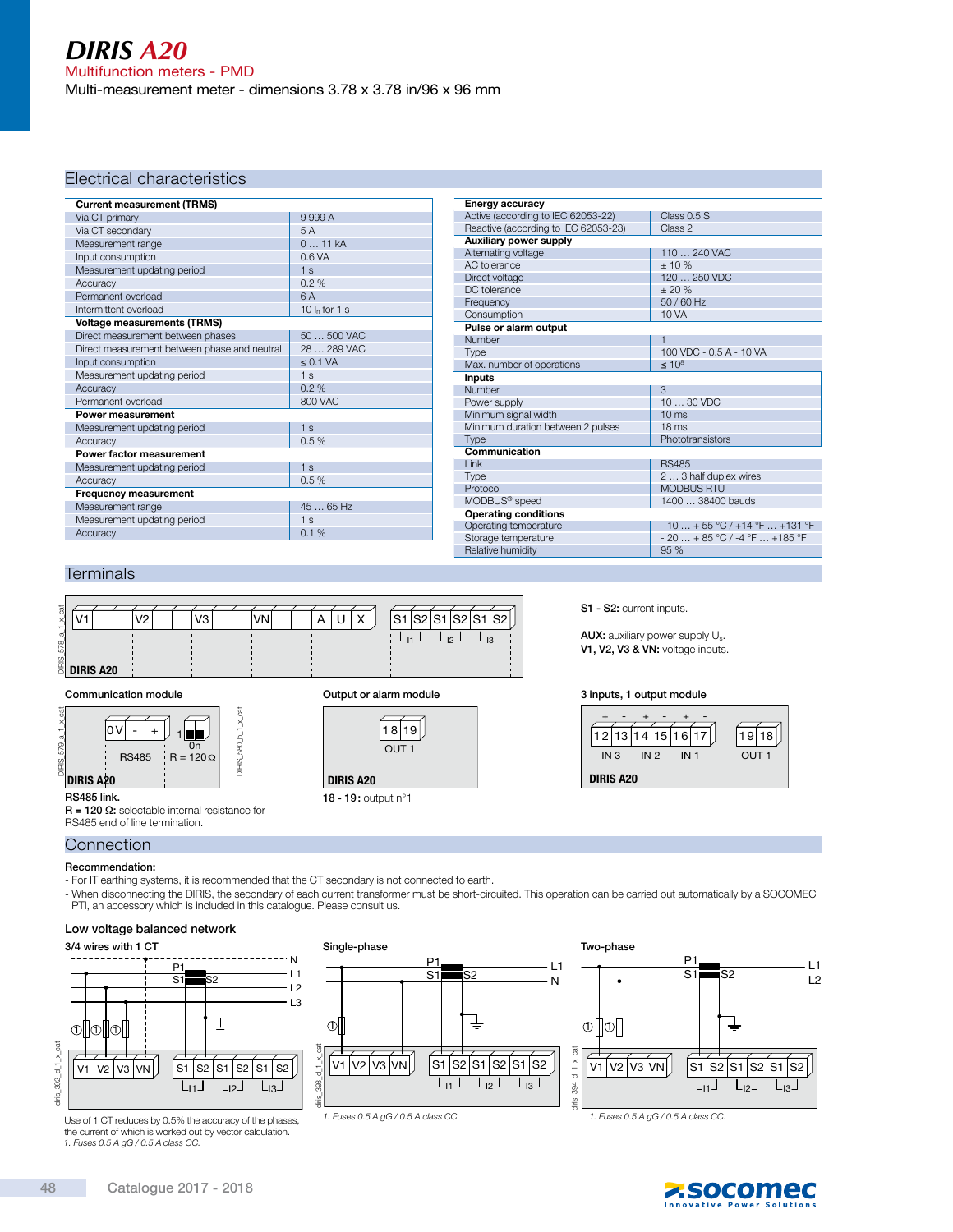# DIRIS A20

Multifunction meters - PMD

Multi-measurement meter - dimensions 3.78 x 3.78 in/96 x 96 mm

## Electrical characteristics

| **Current measurement (TRMS)** | |
|---|---|
| Via CT primary | 9 999 A |
| Via CT secondary | 5 A |
| Measurement range | 0 … 11 kA |
| Input consumption | 0.6 VA |
| Measurement updating period | 1 s |
| Accuracy | 0.2 % |
| Permanent overload | 6 A |
| Intermittent overload | 10 $I_n$ for 1 s |
| **Voltage measurements (TRMS)** | |
| Direct measurement between phases | 50 … 500 VAC |
| Direct measurement between phase and neutral | 28 … 289 VAC |
| Input consumption | ≤ 0.1 VA |
| Measurement updating period | 1 s |
| Accuracy | 0.2 % |
| Permanent overload | 800 VAC |
| **Power measurement** | |
| Measurement updating period | 1 s |
| Accuracy | 0.5 % |
| **Power factor measurement** | |
| Measurement updating period | 1 s |
| Accuracy | 0.5 % |
| **Frequency measurement** | |
| Measurement range | 45 … 65 Hz |
| Measurement updating period | 1 s |
| Accuracy | 0.1 % |

| **Energy accuracy** | |
|---|---|
| Active (according to IEC 62053-22) | Class 0.5 S |
| Reactive (according to IEC 62053-23) | Class 2 |
| **Auxiliary power supply** | |
| Alternating voltage | 110 … 240 VAC |
| AC tolerance | ± 10 % |
| Direct voltage | 120 … 250 VDC |
| DC tolerance | ± 20 % |
| Frequency | 50 / 60 Hz |
| Consumption | 10 VA |
| **Pulse or alarm output** | |
| Number | 1 |
| Type | 100 VDC - 0.5 A - 10 VA |
| Max. number of operations | ≤ $10^8$ |
| **Inputs** | |
| Number | 3 |
| Power supply | 10 … 30 VDC |
| Minimum signal width | 10 ms |
| Minimum duration between 2 pulses | 18 ms |
| Type | Phototransistors |
| **Communication** | |
| Link | RS485 |
| Type | 2 … 3 half duplex wires |
| Protocol | MODBUS RTU |
| MODBUS® speed | 1400 … 38400 bauds |
| **Operating conditions** | |
| Operating temperature | - 10 … + 55 °C / +14 °F … +131 °F |
| Storage temperature | - 20 … + 85 °C / -4 °F … +185 °F |
| Relative humidity | 95 % |

## Terminals

**S1 - S2:** current inputs.

**AUX:** auxiliary power supply $U_s$.
**V1, V2, V3 & VN:** voltage inputs.

Communication module

**RS485 link.**
**R = 120 Ω:** selectable internal resistance for RS485 end of line termination.

Output or alarm module

**18 - 19:** output n°1

3 inputs, 1 output module

## Connection

**Recommendation:**

- For IT earthing systems, it is recommended that the CT secondary is not connected to earth.
- When disconnecting the DIRIS, the secondary of each current transformer must be short-circuited. This operation can be carried out automatically by a SOCOMEC PTI, an accessory which is included in this catalogue. Please consult us.

**Low voltage balanced network**

3/4 wires with 1 CT

Use of 1 CT reduces by 0.5% the accuracy of the phases, the current of which is worked out by vector calculation.
*1. Fuses 0.5 A gG / 0.5 A class CC.*

Single-phase

*1. Fuses 0.5 A gG / 0.5 A class CC.*

Two-phase

*1. Fuses 0.5 A gG / 0.5 A class CC.*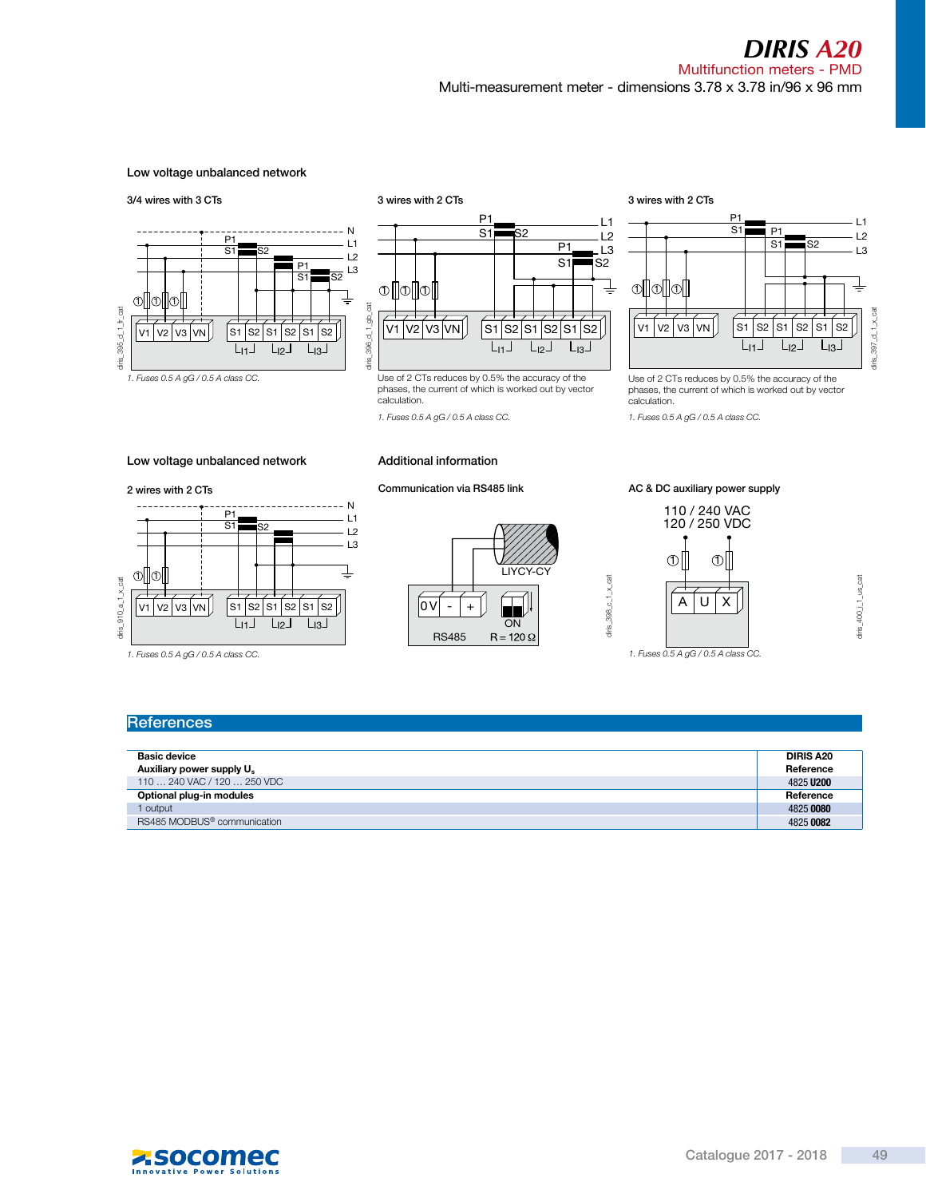## Low voltage unbalanced network

### 3/4 wires with 3 CTs

N
L1
L2
L3
P1
S1
S2
V1 V2 V3 VN
S1 S2 S1 S2 S1 S2
I1 I2 I3

*1. Fuses 0.5 A gG / 0.5 A class CC.*

### 3 wires with 2 CTs

L1
L2
L3
P1
S1
S2
V1 V2 V3 VN
S1 S2 S1 S2 S1 S2
I1 I2 I3

Use of 2 CTs reduces by 0.5% the accuracy of the phases, the current of which is worked out by vector calculation.

*1. Fuses 0.5 A gG / 0.5 A class CC.*

### 3 wires with 2 CTs

L1
L2
L3
P1
S1
S2
V1 V2 V3 VN
S1 S2 S1 S2 S1 S2
I1 I2 I3

Use of 2 CTs reduces by 0.5% the accuracy of the phases, the current of which is worked out by vector calculation.

*1. Fuses 0.5 A gG / 0.5 A class CC.*

## Low voltage unbalanced network

### 2 wires with 2 CTs

N
L1
L2
L3
P1
S1
S2
V1 V2 V3 VN
S1 S2 S1 S2 S1 S2
I1 I2 I3

*1. Fuses 0.5 A gG / 0.5 A class CC.*

## Additional information

### Communication via RS485 link

LIYCY-CY
0V - +
RS485
ON
R = 120 Ω

### AC & DC auxiliary power supply

110 / 240 VAC
120 / 250 VDC
A U X

*1. Fuses 0.5 A gG / 0.5 A class CC.*

## References

| | |
|---|---|
| **Basic device** | **DIRIS A20** |
| **Auxiliary power supply $U_s$** | **Reference** |
| 110 … 240 VAC / 120 … 250 VDC | 4825 **U200** |
| **Optional plug-in modules** | **Reference** |
| 1 output | 4825 **0080** |
| RS485 MODBUS® communication | 4825 **0082** |